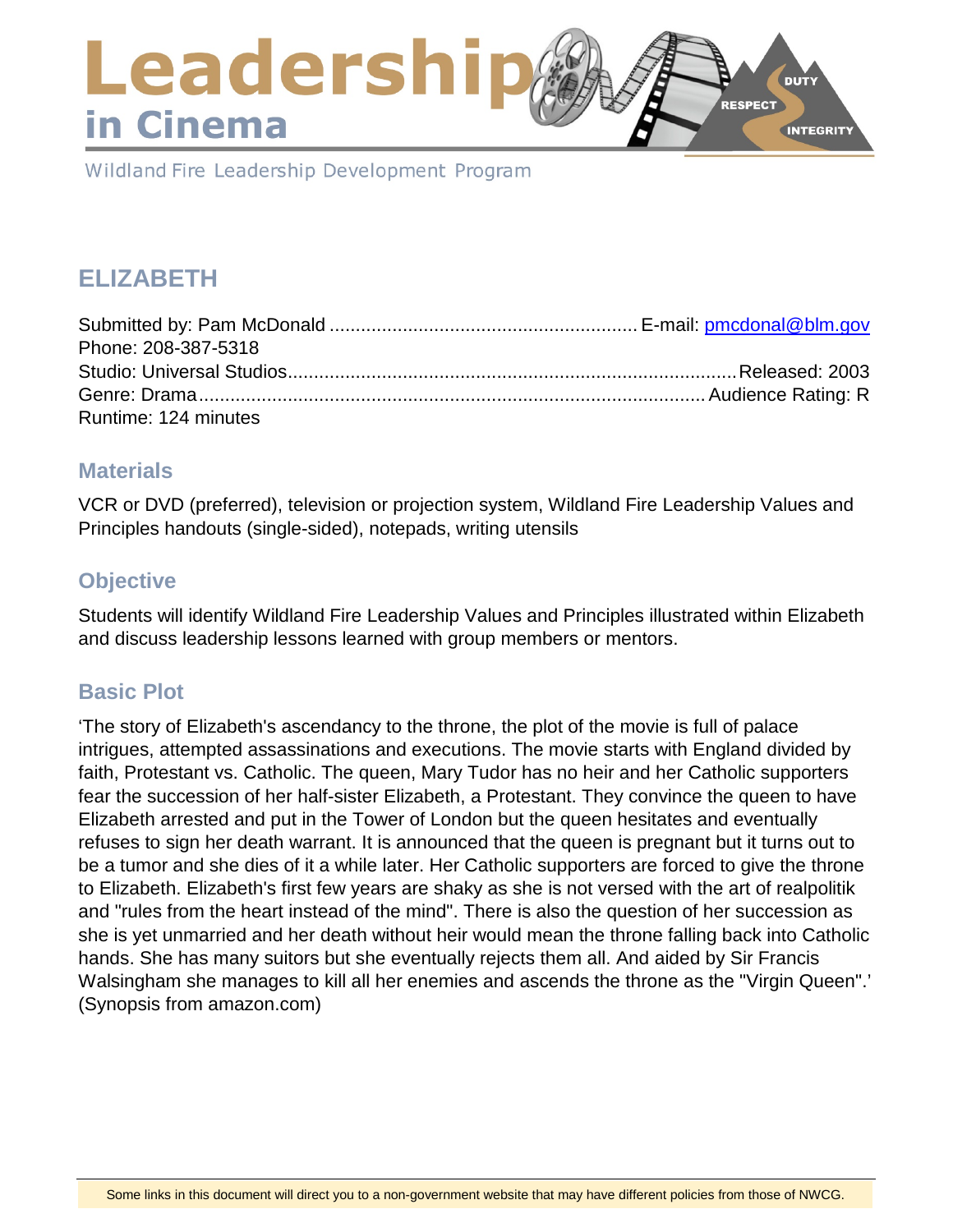# Leadership in Cinema

Wildland Fire Leadership Development Program

## ELIZABETH

Submitted by: Pam McDonald .......................................................... E-mail: [pmcdonal@blm.gov](mailto:pmcdonal@blm.gov)
Phone: 208-387-5318
Studio: Universal Studios..................................................................................... Released: 2003
Genre: Drama................................................................................................ Audience Rating: R
Runtime: 124 minutes

### Materials

VCR or DVD (preferred), television or projection system, Wildland Fire Leadership Values and Principles handouts (single-sided), notepads, writing utensils

### Objective

Students will identify Wildland Fire Leadership Values and Principles illustrated within Elizabeth and discuss leadership lessons learned with group members or mentors.

### Basic Plot

'The story of Elizabeth's ascendancy to the throne, the plot of the movie is full of palace intrigues, attempted assassinations and executions. The movie starts with England divided by faith, Protestant vs. Catholic. The queen, Mary Tudor has no heir and her Catholic supporters fear the succession of her half-sister Elizabeth, a Protestant. They convince the queen to have Elizabeth arrested and put in the Tower of London but the queen hesitates and eventually refuses to sign her death warrant. It is announced that the queen is pregnant but it turns out to be a tumor and she dies of it a while later. Her Catholic supporters are forced to give the throne to Elizabeth. Elizabeth's first few years are shaky as she is not versed with the art of realpolitik and "rules from the heart instead of the mind". There is also the question of her succession as she is yet unmarried and her death without heir would mean the throne falling back into Catholic hands. She has many suitors but she eventually rejects them all. And aided by Sir Francis Walsingham she manages to kill all her enemies and ascends the throne as the "Virgin Queen".' (Synopsis from amazon.com)

Some links in this document will direct you to a non-government website that may have different policies from those of NWCG.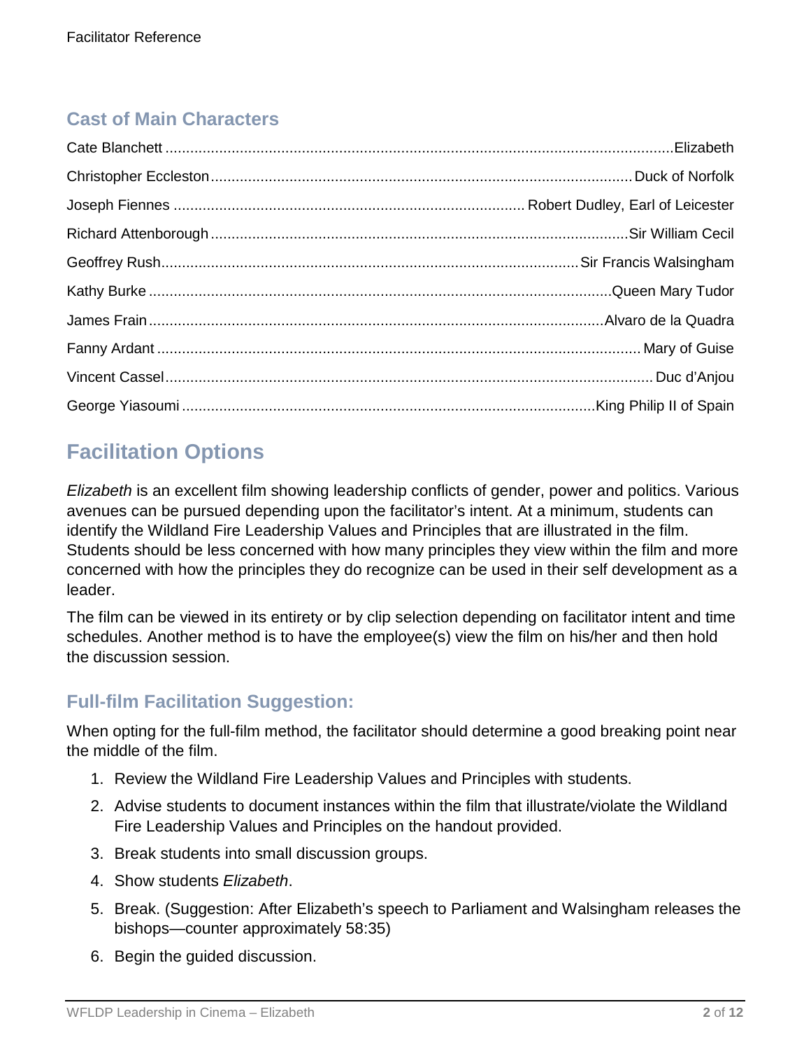### Cast of Main Characters

| Actor | Character |
| --- | --- |
| Cate Blanchett | Elizabeth |
| Christopher Eccleston | Duck of Norfolk |
| Joseph Fiennes | Robert Dudley, Earl of Leicester |
| Richard Attenborough | Sir William Cecil |
| Geoffrey Rush | Sir Francis Walsingham |
| Kathy Burke | Queen Mary Tudor |
| James Frain | Alvaro de la Quadra |
| Fanny Ardant | Mary of Guise |
| Vincent Cassel | Duc d'Anjou |
| George Yiasoumi | King Philip II of Spain |

## Facilitation Options

*Elizabeth* is an excellent film showing leadership conflicts of gender, power and politics. Various avenues can be pursued depending upon the facilitator's intent. At a minimum, students can identify the Wildland Fire Leadership Values and Principles that are illustrated in the film. Students should be less concerned with how many principles they view within the film and more concerned with how the principles they do recognize can be used in their self development as a leader.

The film can be viewed in its entirety or by clip selection depending on facilitator intent and time schedules. Another method is to have the employee(s) view the film on his/her and then hold the discussion session.

### Full-film Facilitation Suggestion:

When opting for the full-film method, the facilitator should determine a good breaking point near the middle of the film.

1. Review the Wildland Fire Leadership Values and Principles with students.
2. Advise students to document instances within the film that illustrate/violate the Wildland Fire Leadership Values and Principles on the handout provided.
3. Break students into small discussion groups.
4. Show students *Elizabeth*.
5. Break. (Suggestion: After Elizabeth's speech to Parliament and Walsingham releases the bishops—counter approximately 58:35)
6. Begin the guided discussion.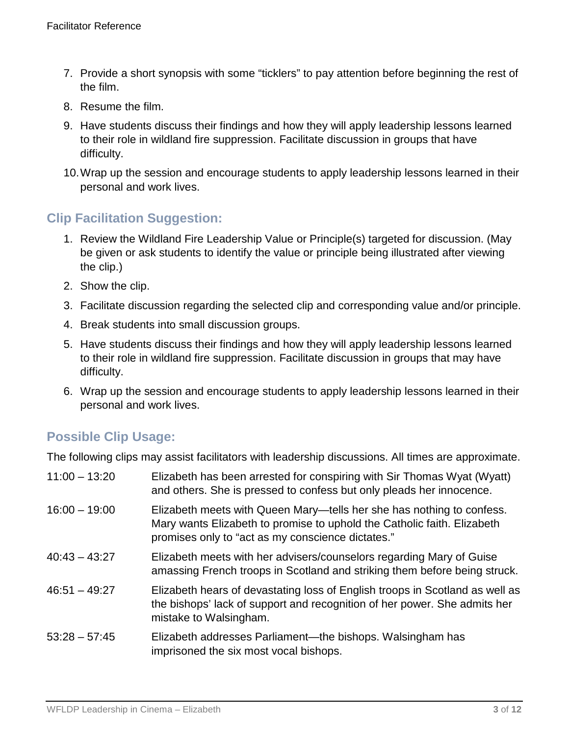7. Provide a short synopsis with some "ticklers" to pay attention before beginning the rest of the film.
8. Resume the film.
9. Have students discuss their findings and how they will apply leadership lessons learned to their role in wildland fire suppression. Facilitate discussion in groups that have difficulty.
10. Wrap up the session and encourage students to apply leadership lessons learned in their personal and work lives.

## Clip Facilitation Suggestion:

1. Review the Wildland Fire Leadership Value or Principle(s) targeted for discussion. (May be given or ask students to identify the value or principle being illustrated after viewing the clip.)
2. Show the clip.
3. Facilitate discussion regarding the selected clip and corresponding value and/or principle.
4. Break students into small discussion groups.
5. Have students discuss their findings and how they will apply leadership lessons learned to their role in wildland fire suppression. Facilitate discussion in groups that may have difficulty.
6. Wrap up the session and encourage students to apply leadership lessons learned in their personal and work lives.

## Possible Clip Usage:

The following clips may assist facilitators with leadership discussions. All times are approximate.

| | |
|---|---|
| 11:00 – 13:20 | Elizabeth has been arrested for conspiring with Sir Thomas Wyat (Wyatt) and others. She is pressed to confess but only pleads her innocence. |
| 16:00 – 19:00 | Elizabeth meets with Queen Mary—tells her she has nothing to confess. Mary wants Elizabeth to promise to uphold the Catholic faith. Elizabeth promises only to "act as my conscience dictates." |
| 40:43 – 43:27 | Elizabeth meets with her advisers/counselors regarding Mary of Guise amassing French troops in Scotland and striking them before being struck. |
| 46:51 – 49:27 | Elizabeth hears of devastating loss of English troops in Scotland as well as the bishops' lack of support and recognition of her power. She admits her mistake to Walsingham. |
| 53:28 – 57:45 | Elizabeth addresses Parliament—the bishops. Walsingham has imprisoned the six most vocal bishops. |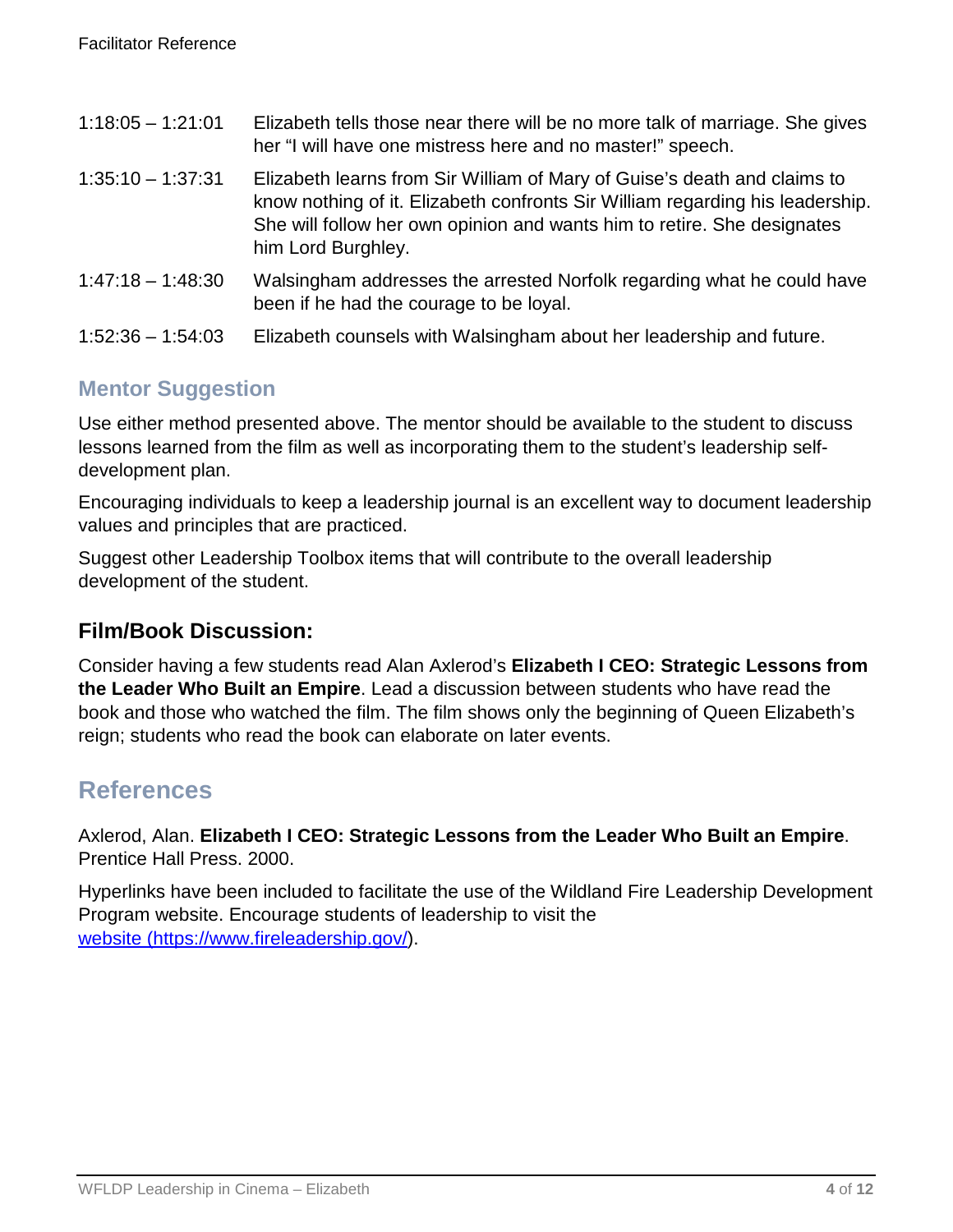| | |
|---|---|
| 1:18:05 – 1:21:01 | Elizabeth tells those near there will be no more talk of marriage. She gives her "I will have one mistress here and no master!" speech. |
| 1:35:10 – 1:37:31 | Elizabeth learns from Sir William of Mary of Guise's death and claims to know nothing of it. Elizabeth confronts Sir William regarding his leadership. She will follow her own opinion and wants him to retire. She designates him Lord Burghley. |
| 1:47:18 – 1:48:30 | Walsingham addresses the arrested Norfolk regarding what he could have been if he had the courage to be loyal. |
| 1:52:36 – 1:54:03 | Elizabeth counsels with Walsingham about her leadership and future. |

### Mentor Suggestion

Use either method presented above. The mentor should be available to the student to discuss lessons learned from the film as well as incorporating them to the student's leadership self-development plan.

Encouraging individuals to keep a leadership journal is an excellent way to document leadership values and principles that are practiced.

Suggest other Leadership Toolbox items that will contribute to the overall leadership development of the student.

### Film/Book Discussion:

Consider having a few students read Alan Axlerod's **Elizabeth I CEO: Strategic Lessons from the Leader Who Built an Empire**. Lead a discussion between students who have read the book and those who watched the film. The film shows only the beginning of Queen Elizabeth's reign; students who read the book can elaborate on later events.

## References

Axlerod, Alan. **Elizabeth I CEO: Strategic Lessons from the Leader Who Built an Empire**. Prentice Hall Press. 2000.

Hyperlinks have been included to facilitate the use of the Wildland Fire Leadership Development Program website. Encourage students of leadership to visit the [website (https://www.fireleadership.gov/)](https://www.fireleadership.gov/).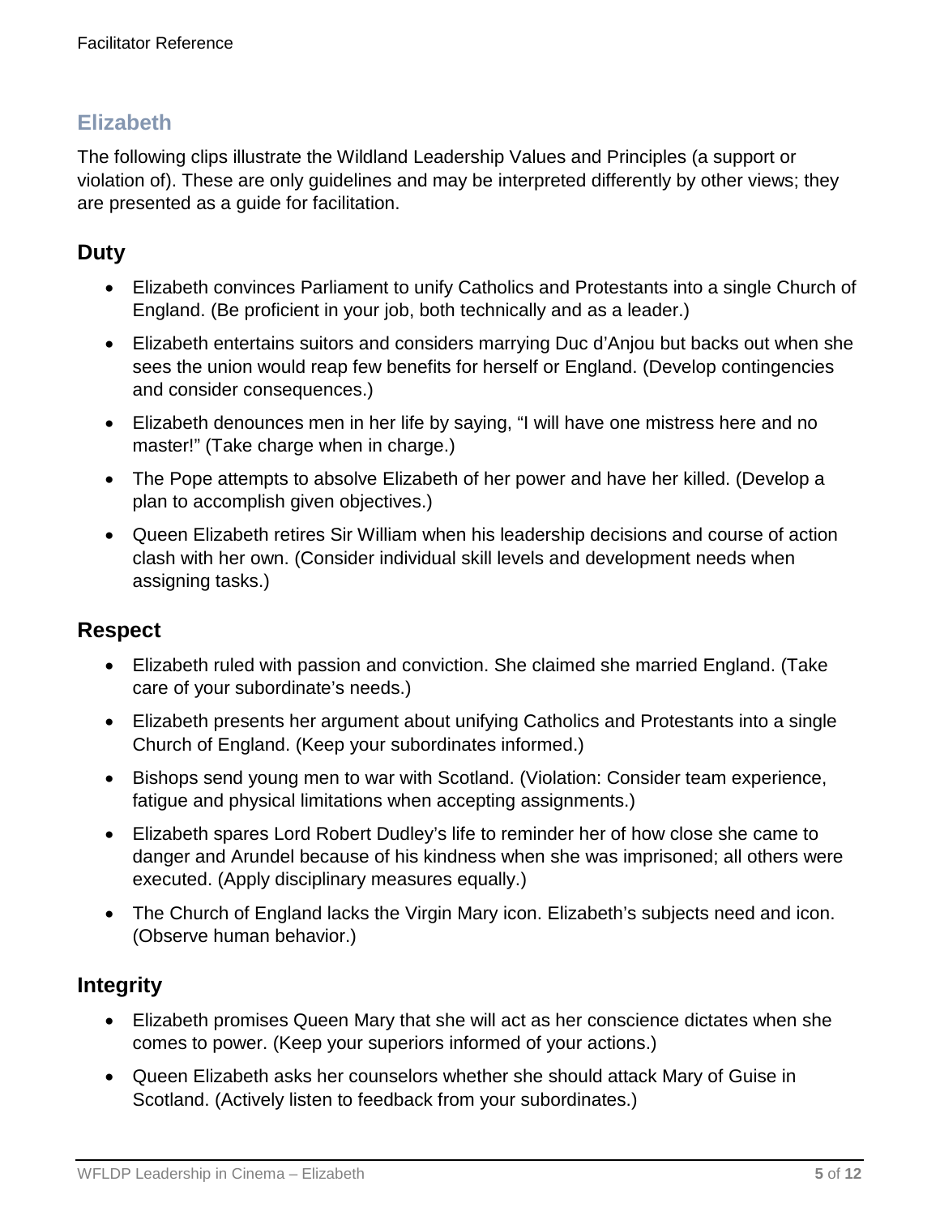## Elizabeth

The following clips illustrate the Wildland Leadership Values and Principles (a support or violation of). These are only guidelines and may be interpreted differently by other views; they are presented as a guide for facilitation.

### Duty

- Elizabeth convinces Parliament to unify Catholics and Protestants into a single Church of England. (Be proficient in your job, both technically and as a leader.)
- Elizabeth entertains suitors and considers marrying Duc d'Anjou but backs out when she sees the union would reap few benefits for herself or England. (Develop contingencies and consider consequences.)
- Elizabeth denounces men in her life by saying, "I will have one mistress here and no master!" (Take charge when in charge.)
- The Pope attempts to absolve Elizabeth of her power and have her killed. (Develop a plan to accomplish given objectives.)
- Queen Elizabeth retires Sir William when his leadership decisions and course of action clash with her own. (Consider individual skill levels and development needs when assigning tasks.)

### Respect

- Elizabeth ruled with passion and conviction. She claimed she married England. (Take care of your subordinate's needs.)
- Elizabeth presents her argument about unifying Catholics and Protestants into a single Church of England. (Keep your subordinates informed.)
- Bishops send young men to war with Scotland. (Violation: Consider team experience, fatigue and physical limitations when accepting assignments.)
- Elizabeth spares Lord Robert Dudley's life to reminder her of how close she came to danger and Arundel because of his kindness when she was imprisoned; all others were executed. (Apply disciplinary measures equally.)
- The Church of England lacks the Virgin Mary icon. Elizabeth's subjects need and icon. (Observe human behavior.)

### Integrity

- Elizabeth promises Queen Mary that she will act as her conscience dictates when she comes to power. (Keep your superiors informed of your actions.)
- Queen Elizabeth asks her counselors whether she should attack Mary of Guise in Scotland. (Actively listen to feedback from your subordinates.)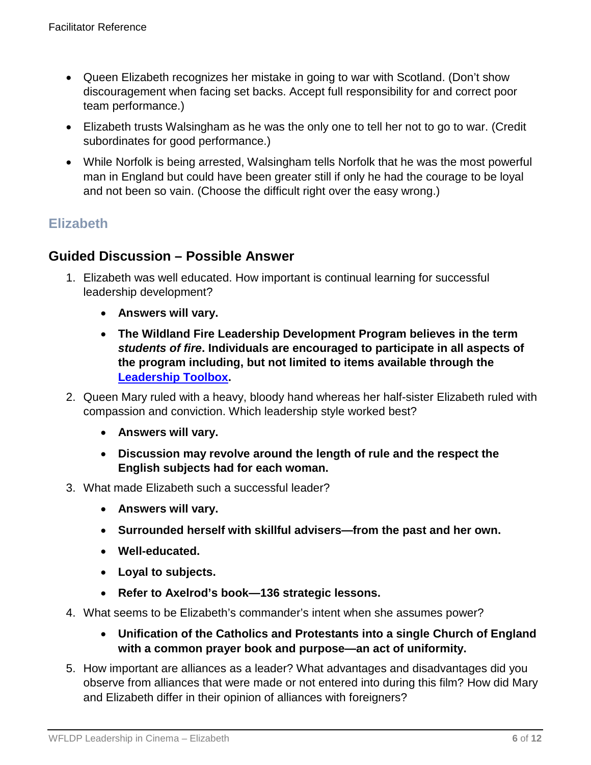- Queen Elizabeth recognizes her mistake in going to war with Scotland. (Don't show discouragement when facing set backs. Accept full responsibility for and correct poor team performance.)
- Elizabeth trusts Walsingham as he was the only one to tell her not to go to war. (Credit subordinates for good performance.)
- While Norfolk is being arrested, Walsingham tells Norfolk that he was the most powerful man in England but could have been greater still if only he had the courage to be loyal and not been so vain. (Choose the difficult right over the easy wrong.)

## Elizabeth

### Guided Discussion – Possible Answer

1. Elizabeth was well educated. How important is continual learning for successful leadership development?
   - **Answers will vary.**
   - **The Wildland Fire Leadership Development Program believes in the term *students of fire*. Individuals are encouraged to participate in all aspects of the program including, but not limited to items available through the [Leadership Toolbox].**
2. Queen Mary ruled with a heavy, bloody hand whereas her half-sister Elizabeth ruled with compassion and conviction. Which leadership style worked best?
   - **Answers will vary.**
   - **Discussion may revolve around the length of rule and the respect the English subjects had for each woman.**
3. What made Elizabeth such a successful leader?
   - **Answers will vary.**
   - **Surrounded herself with skillful advisers—from the past and her own.**
   - **Well-educated.**
   - **Loyal to subjects.**
   - **Refer to Axelrod's book—136 strategic lessons.**
4. What seems to be Elizabeth's commander's intent when she assumes power?
   - **Unification of the Catholics and Protestants into a single Church of England with a common prayer book and purpose—an act of uniformity.**
5. How important are alliances as a leader? What advantages and disadvantages did you observe from alliances that were made or not entered into during this film? How did Mary and Elizabeth differ in their opinion of alliances with foreigners?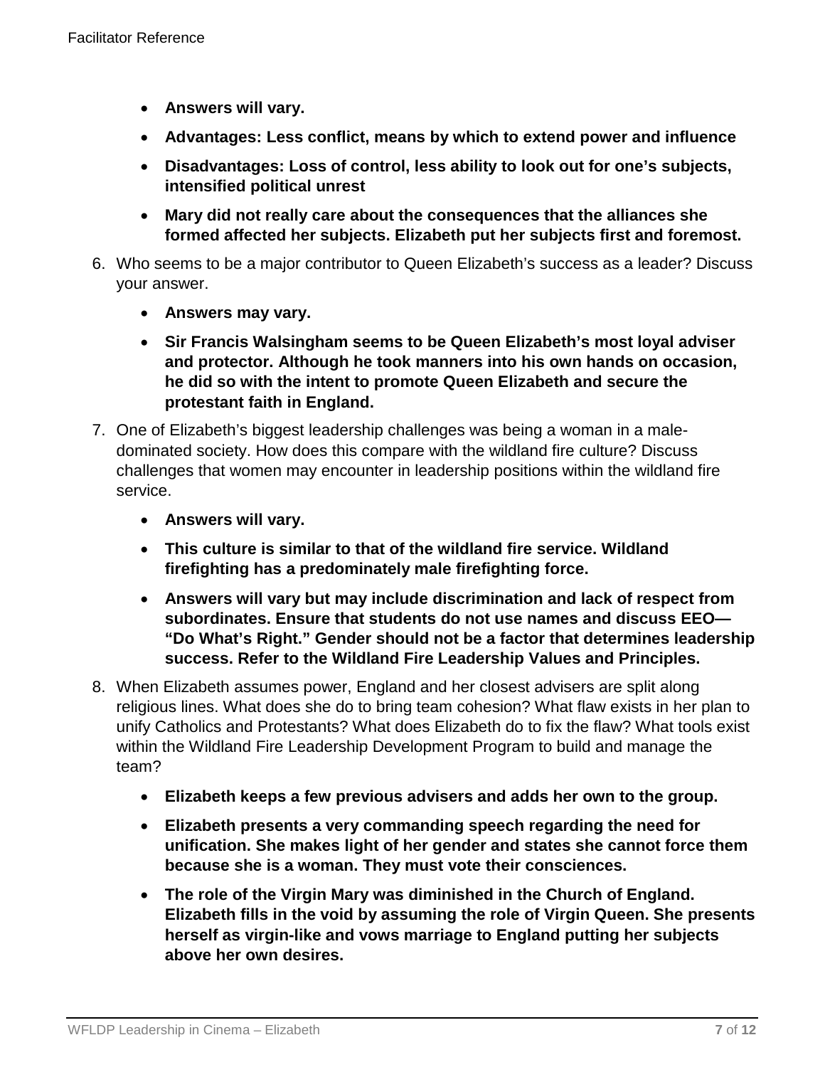- **Answers will vary.**
- **Advantages: Less conflict, means by which to extend power and influence**
- **Disadvantages: Loss of control, less ability to look out for one's subjects, intensified political unrest**
- **Mary did not really care about the consequences that the alliances she formed affected her subjects. Elizabeth put her subjects first and foremost.**

6. Who seems to be a major contributor to Queen Elizabeth's success as a leader? Discuss your answer.
   - **Answers may vary.**
   - **Sir Francis Walsingham seems to be Queen Elizabeth's most loyal adviser and protector. Although he took manners into his own hands on occasion, he did so with the intent to promote Queen Elizabeth and secure the protestant faith in England.**

7. One of Elizabeth's biggest leadership challenges was being a woman in a male-dominated society. How does this compare with the wildland fire culture? Discuss challenges that women may encounter in leadership positions within the wildland fire service.
   - **Answers will vary.**
   - **This culture is similar to that of the wildland fire service. Wildland firefighting has a predominately male firefighting force.**
   - **Answers will vary but may include discrimination and lack of respect from subordinates. Ensure that students do not use names and discuss EEO—"Do What's Right." Gender should not be a factor that determines leadership success. Refer to the Wildland Fire Leadership Values and Principles.**

8. When Elizabeth assumes power, England and her closest advisers are split along religious lines. What does she do to bring team cohesion? What flaw exists in her plan to unify Catholics and Protestants? What does Elizabeth do to fix the flaw? What tools exist within the Wildland Fire Leadership Development Program to build and manage the team?
   - **Elizabeth keeps a few previous advisers and adds her own to the group.**
   - **Elizabeth presents a very commanding speech regarding the need for unification. She makes light of her gender and states she cannot force them because she is a woman. They must vote their consciences.**
   - **The role of the Virgin Mary was diminished in the Church of England. Elizabeth fills in the void by assuming the role of Virgin Queen. She presents herself as virgin-like and vows marriage to England putting her subjects above her own desires.**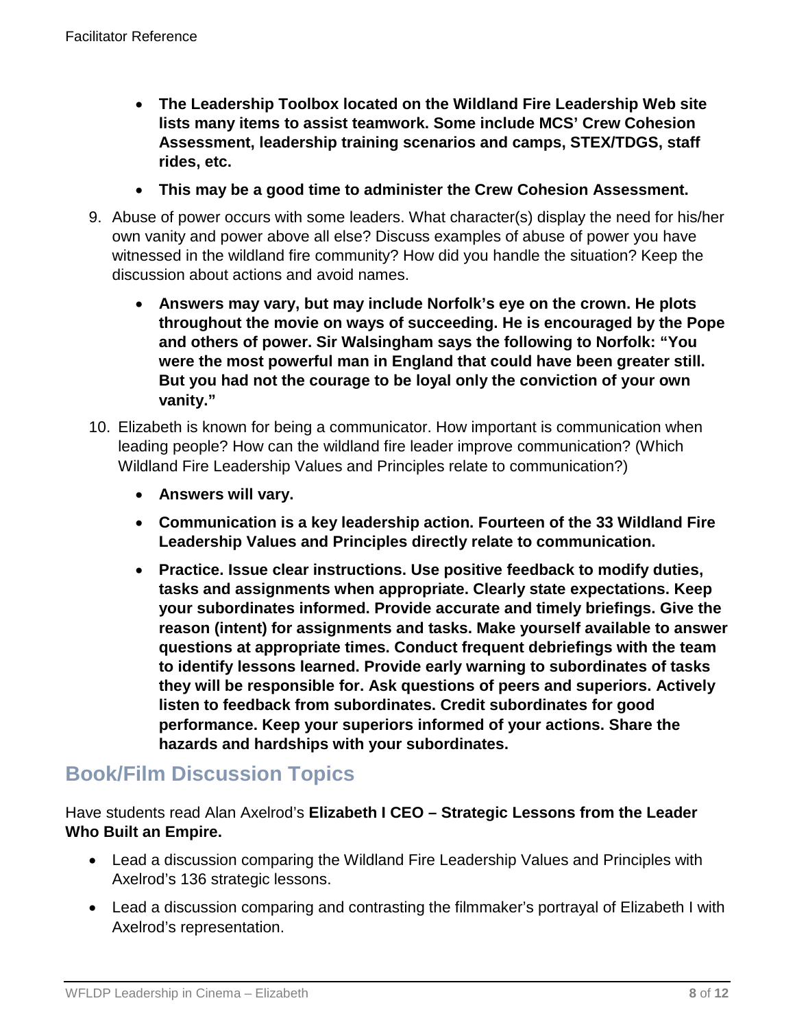- **The Leadership Toolbox located on the Wildland Fire Leadership Web site lists many items to assist teamwork. Some include MCS' Crew Cohesion Assessment, leadership training scenarios and camps, STEX/TDGS, staff rides, etc.**
- **This may be a good time to administer the Crew Cohesion Assessment.**

9. Abuse of power occurs with some leaders. What character(s) display the need for his/her own vanity and power above all else? Discuss examples of abuse of power you have witnessed in the wildland fire community? How did you handle the situation? Keep the discussion about actions and avoid names.
    - **Answers may vary, but may include Norfolk's eye on the crown. He plots throughout the movie on ways of succeeding. He is encouraged by the Pope and others of power. Sir Walsingham says the following to Norfolk: "You were the most powerful man in England that could have been greater still. But you had not the courage to be loyal only the conviction of your own vanity."**
10. Elizabeth is known for being a communicator. How important is communication when leading people? How can the wildland fire leader improve communication? (Which Wildland Fire Leadership Values and Principles relate to communication?)
    - **Answers will vary.**
    - **Communication is a key leadership action. Fourteen of the 33 Wildland Fire Leadership Values and Principles directly relate to communication.**
    - **Practice. Issue clear instructions. Use positive feedback to modify duties, tasks and assignments when appropriate. Clearly state expectations. Keep your subordinates informed. Provide accurate and timely briefings. Give the reason (intent) for assignments and tasks. Make yourself available to answer questions at appropriate times. Conduct frequent debriefings with the team to identify lessons learned. Provide early warning to subordinates of tasks they will be responsible for. Ask questions of peers and superiors. Actively listen to feedback from subordinates. Credit subordinates for good performance. Keep your superiors informed of your actions. Share the hazards and hardships with your subordinates.**

## Book/Film Discussion Topics

Have students read Alan Axelrod's **Elizabeth I CEO – Strategic Lessons from the Leader Who Built an Empire.**

- Lead a discussion comparing the Wildland Fire Leadership Values and Principles with Axelrod's 136 strategic lessons.
- Lead a discussion comparing and contrasting the filmmaker's portrayal of Elizabeth I with Axelrod's representation.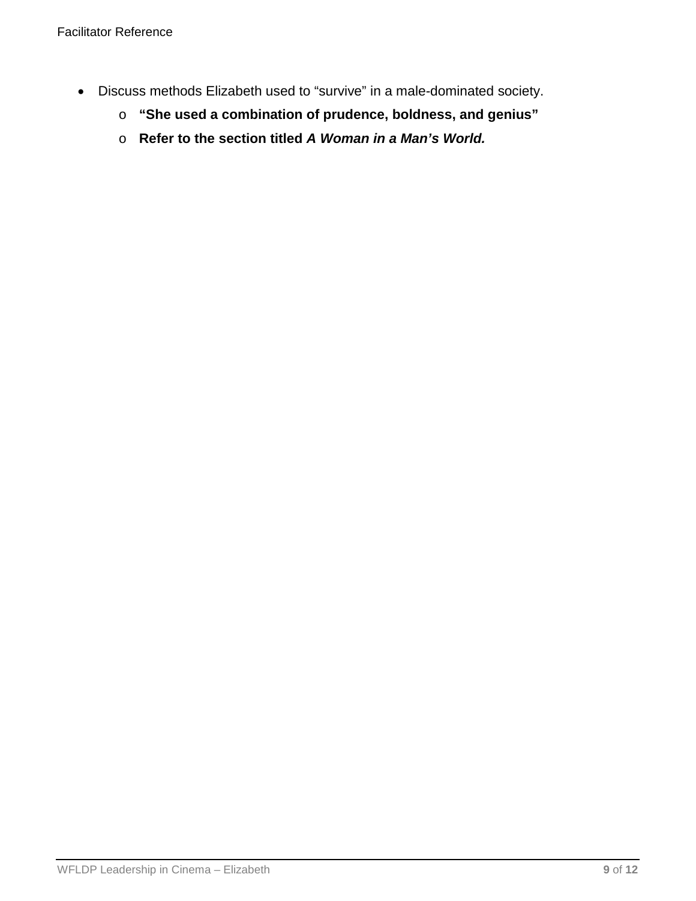- Discuss methods Elizabeth used to "survive" in a male-dominated society.
  - **"She used a combination of prudence, boldness, and genius"**
  - **Refer to the section titled *A Woman in a Man's World.***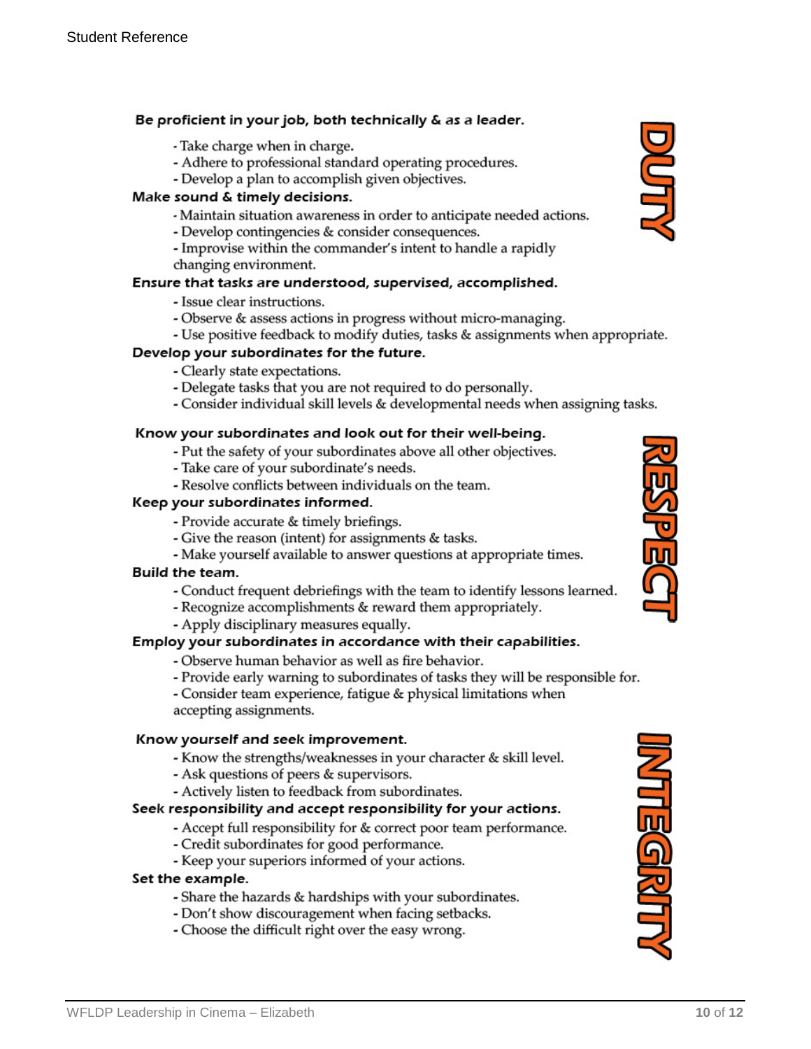## DUTY

**Be proficient in your job, both technically & as a leader.**

- Take charge when in charge.
- Adhere to professional standard operating procedures.
- Develop a plan to accomplish given objectives.

**Make sound & timely decisions.**

- Maintain situation awareness in order to anticipate needed actions.
- Develop contingencies & consider consequences.
- Improvise within the commander's intent to handle a rapidly changing environment.

**Ensure that tasks are understood, supervised, accomplished.**

- Issue clear instructions.
- Observe & assess actions in progress without micro-managing.
- Use positive feedback to modify duties, tasks & assignments when appropriate.

**Develop your subordinates for the future.**

- Clearly state expectations.
- Delegate tasks that you are not required to do personally.
- Consider individual skill levels & developmental needs when assigning tasks.

## RESPECT

**Know your subordinates and look out for their well-being.**

- Put the safety of your subordinates above all other objectives.
- Take care of your subordinate's needs.
- Resolve conflicts between individuals on the team.

**Keep your subordinates informed.**

- Provide accurate & timely briefings.
- Give the reason (intent) for assignments & tasks.
- Make yourself available to answer questions at appropriate times.

**Build the team.**

- Conduct frequent debriefings with the team to identify lessons learned.
- Recognize accomplishments & reward them appropriately.
- Apply disciplinary measures equally.

**Employ your subordinates in accordance with their capabilities.**

- Observe human behavior as well as fire behavior.
- Provide early warning to subordinates of tasks they will be responsible for.
- Consider team experience, fatigue & physical limitations when accepting assignments.

## INTEGRITY

**Know yourself and seek improvement.**

- Know the strengths/weaknesses in your character & skill level.
- Ask questions of peers & supervisors.
- Actively listen to feedback from subordinates.

**Seek responsibility and accept responsibility for your actions.**

- Accept full responsibility for & correct poor team performance.
- Credit subordinates for good performance.
- Keep your superiors informed of your actions.

**Set the example.**

- Share the hazards & hardships with your subordinates.
- Don't show discouragement when facing setbacks.
- Choose the difficult right over the easy wrong.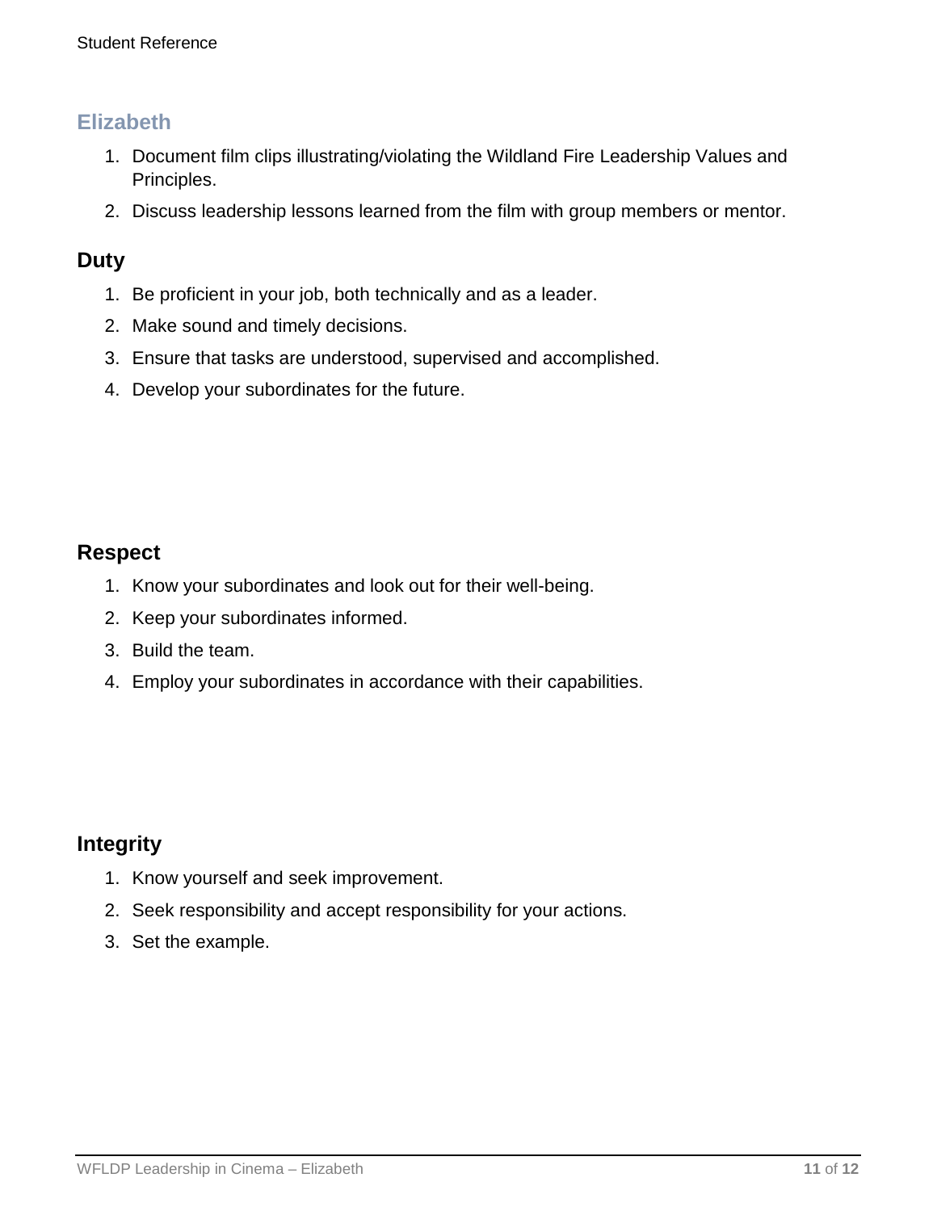## Elizabeth

1. Document film clips illustrating/violating the Wildland Fire Leadership Values and Principles.
2. Discuss leadership lessons learned from the film with group members or mentor.

### Duty

1. Be proficient in your job, both technically and as a leader.
2. Make sound and timely decisions.
3. Ensure that tasks are understood, supervised and accomplished.
4. Develop your subordinates for the future.

### Respect

1. Know your subordinates and look out for their well-being.
2. Keep your subordinates informed.
3. Build the team.
4. Employ your subordinates in accordance with their capabilities.

### Integrity

1. Know yourself and seek improvement.
2. Seek responsibility and accept responsibility for your actions.
3. Set the example.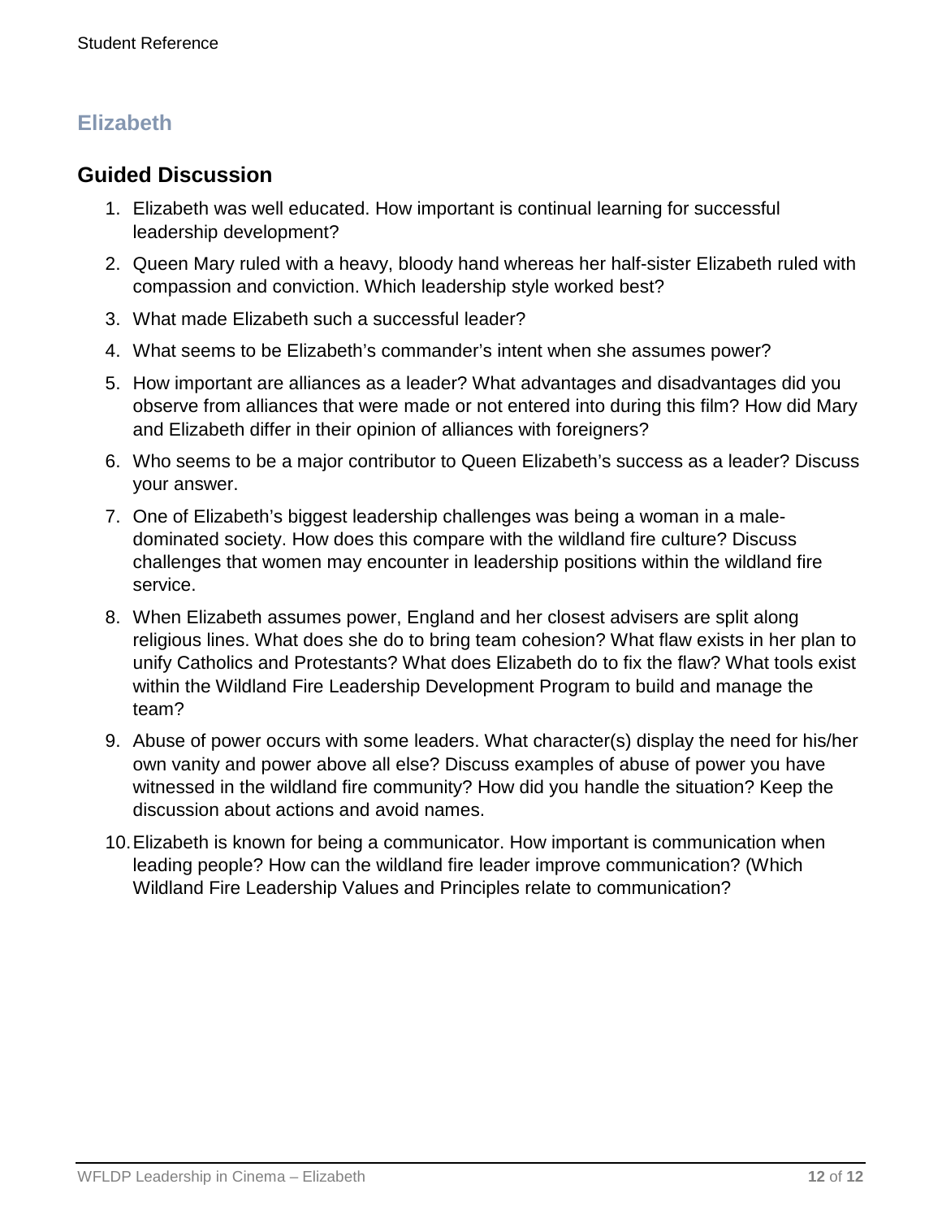## Elizabeth

## Guided Discussion

1. Elizabeth was well educated. How important is continual learning for successful leadership development?
2. Queen Mary ruled with a heavy, bloody hand whereas her half-sister Elizabeth ruled with compassion and conviction. Which leadership style worked best?
3. What made Elizabeth such a successful leader?
4. What seems to be Elizabeth's commander's intent when she assumes power?
5. How important are alliances as a leader? What advantages and disadvantages did you observe from alliances that were made or not entered into during this film? How did Mary and Elizabeth differ in their opinion of alliances with foreigners?
6. Who seems to be a major contributor to Queen Elizabeth's success as a leader? Discuss your answer.
7. One of Elizabeth's biggest leadership challenges was being a woman in a male-dominated society. How does this compare with the wildland fire culture? Discuss challenges that women may encounter in leadership positions within the wildland fire service.
8. When Elizabeth assumes power, England and her closest advisers are split along religious lines. What does she do to bring team cohesion? What flaw exists in her plan to unify Catholics and Protestants? What does Elizabeth do to fix the flaw? What tools exist within the Wildland Fire Leadership Development Program to build and manage the team?
9. Abuse of power occurs with some leaders. What character(s) display the need for his/her own vanity and power above all else? Discuss examples of abuse of power you have witnessed in the wildland fire community? How did you handle the situation? Keep the discussion about actions and avoid names.
10. Elizabeth is known for being a communicator. How important is communication when leading people? How can the wildland fire leader improve communication? (Which Wildland Fire Leadership Values and Principles relate to communication?